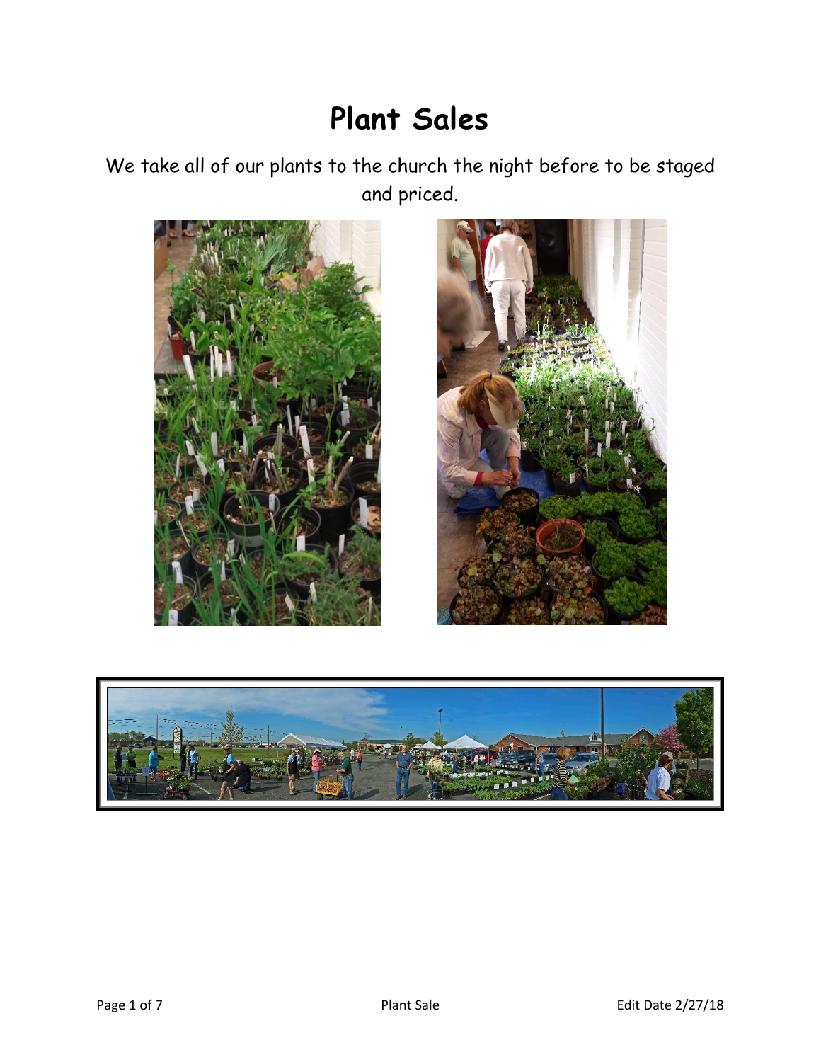# Plant Sales

We take all of our plants to the church the night before to be staged and priced.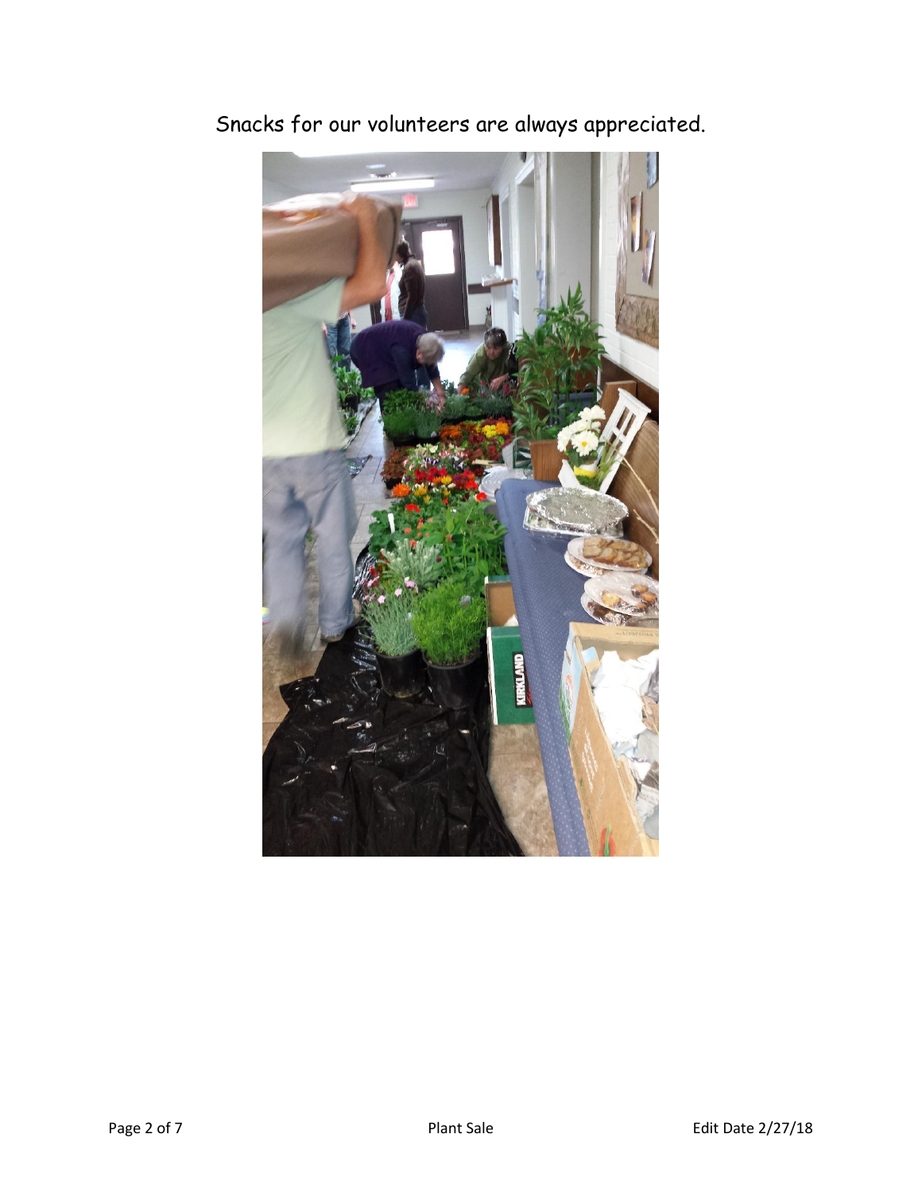Snacks for our volunteers are always appreciated.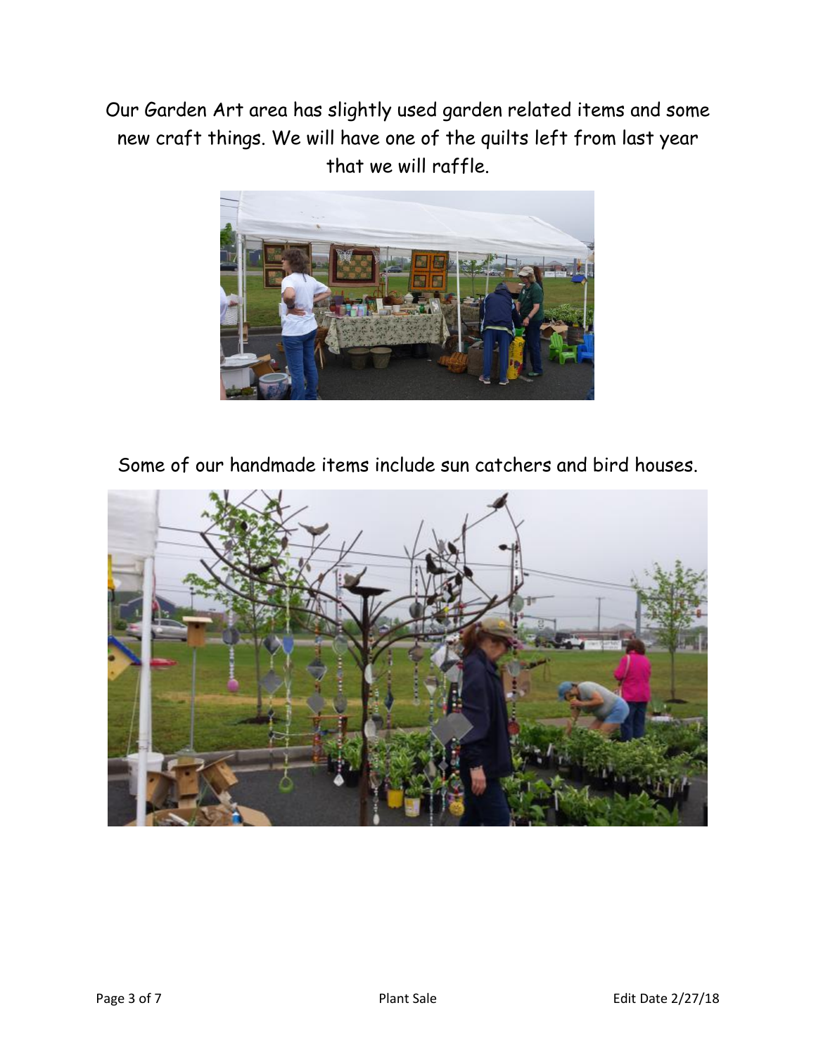Our Garden Art area has slightly used garden related items and some new craft things. We will have one of the quilts left from last year that we will raffle.

Some of our handmade items include sun catchers and bird houses.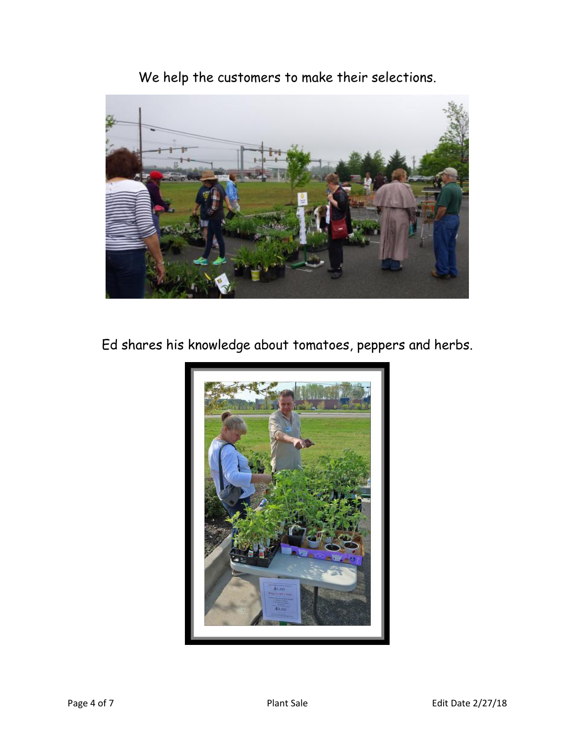We help the customers to make their selections.

Ed shares his knowledge about tomatoes, peppers and herbs.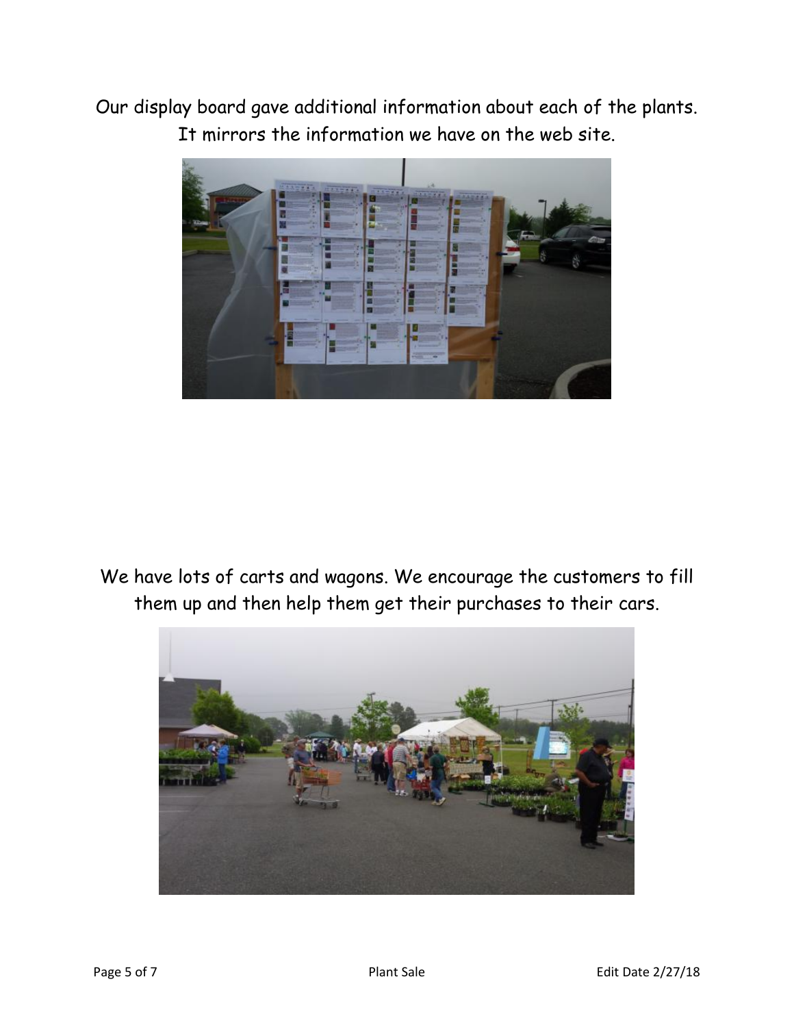Our display board gave additional information about each of the plants. It mirrors the information we have on the web site.

We have lots of carts and wagons. We encourage the customers to fill them up and then help them get their purchases to their cars.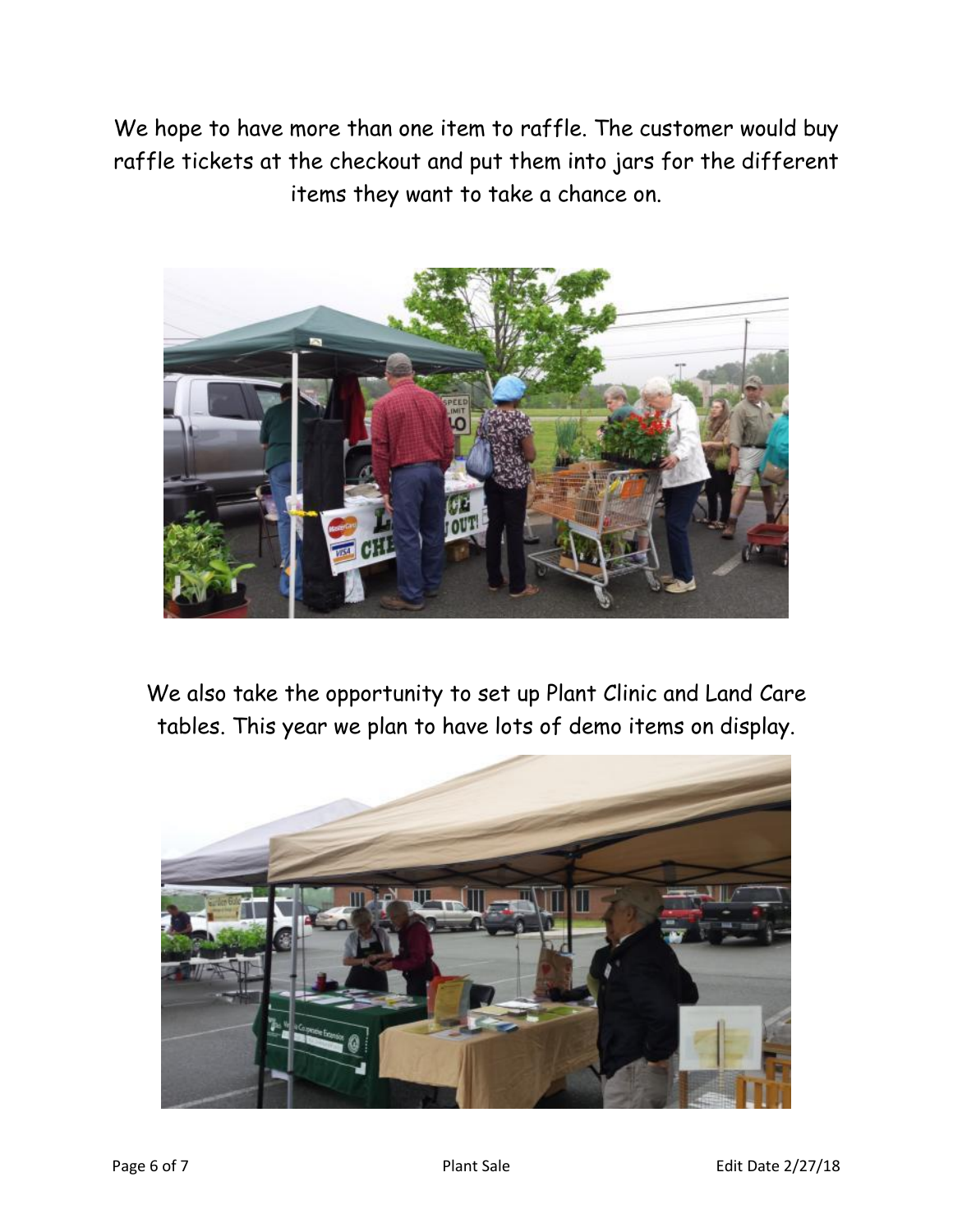We hope to have more than one item to raffle. The customer would buy raffle tickets at the checkout and put them into jars for the different items they want to take a chance on.

We also take the opportunity to set up Plant Clinic and Land Care tables. This year we plan to have lots of demo items on display.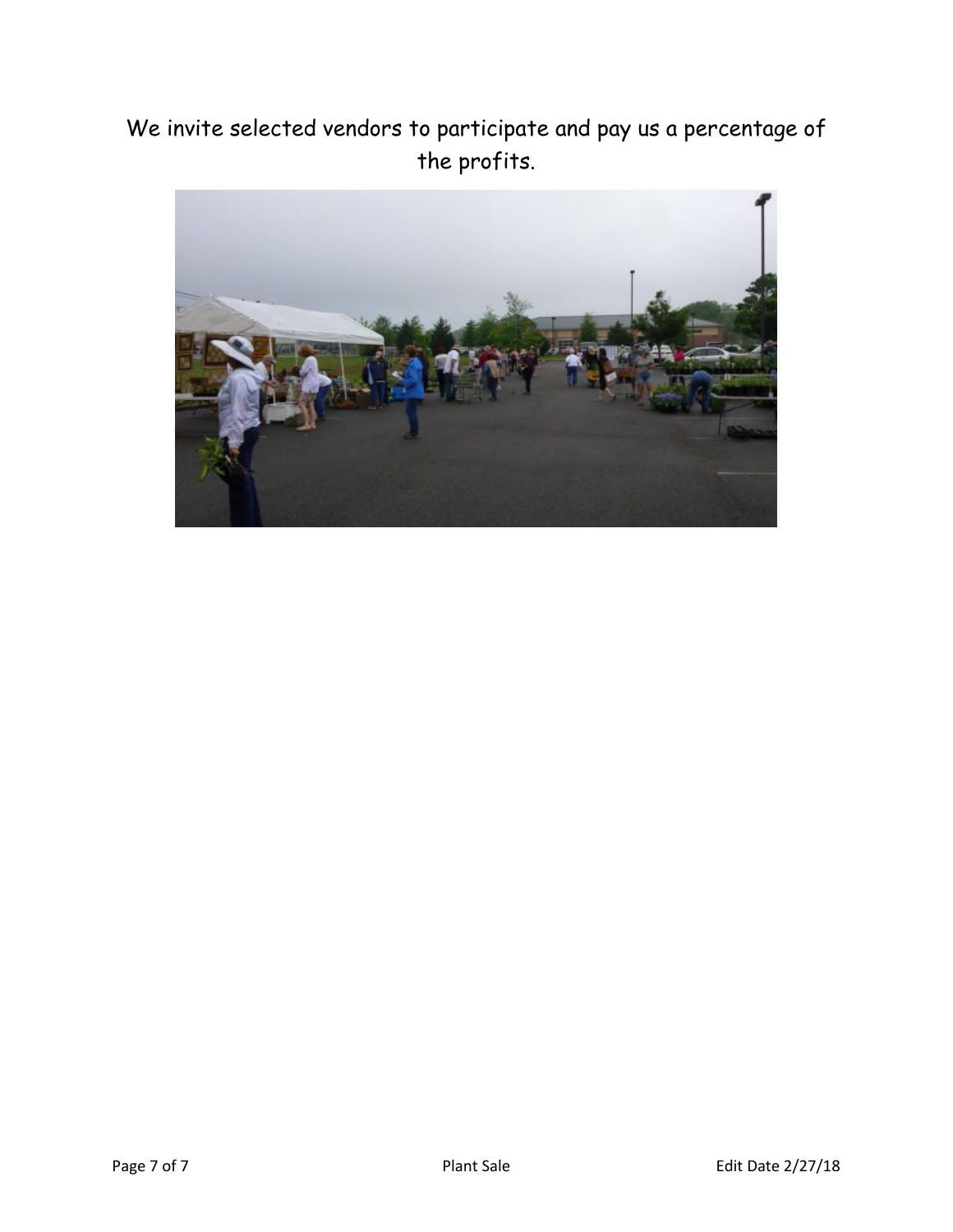We invite selected vendors to participate and pay us a percentage of the profits.